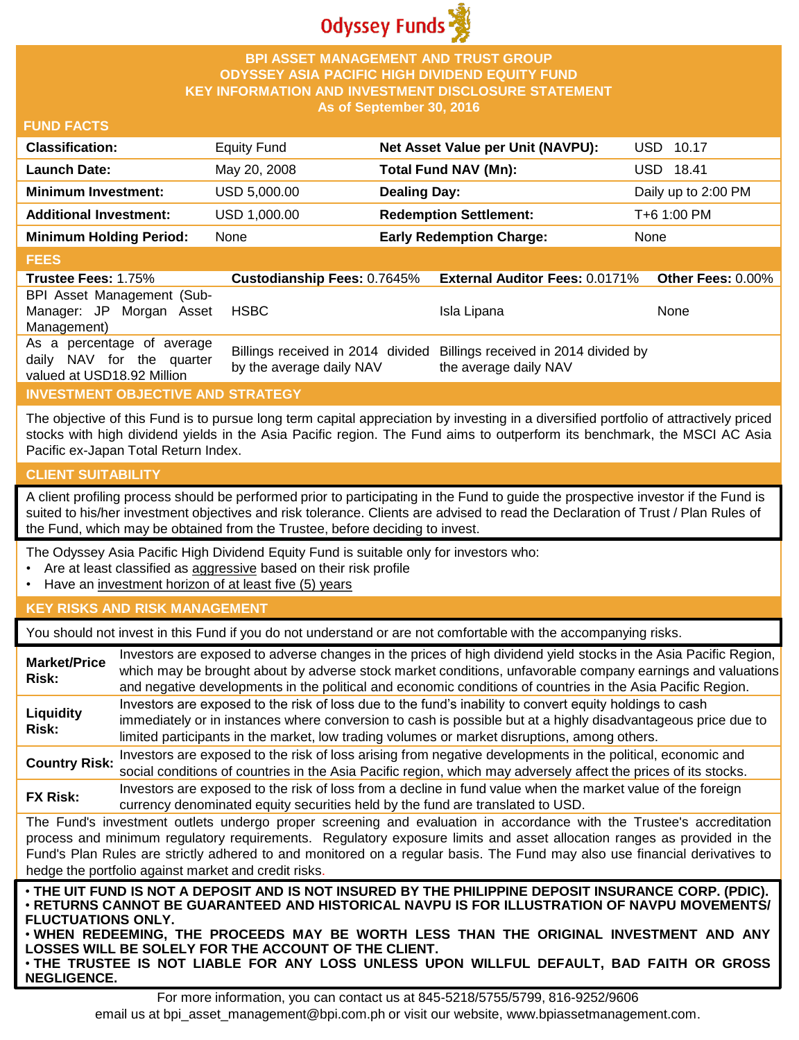Odyssey Funds

# BPI ASSET MANAGEMENT AND TRUST GROUP
# ODYSSEY ASIA PACIFIC HIGH DIVIDEND EQUITY FUND
# KEY INFORMATION AND INVESTMENT DISCLOSURE STATEMENT
**As of September 30, 2016**

## FUND FACTS

| | | | |
|---|---|---|---|
| **Classification:** | Equity Fund | **Net Asset Value per Unit (NAVPU):** | USD 10.17 |
| **Launch Date:** | May 20, 2008 | **Total Fund NAV (Mn):** | USD 18.41 |
| **Minimum Investment:** | USD 5,000.00 | **Dealing Day:** | Daily up to 2:00 PM |
| **Additional Investment:** | USD 1,000.00 | **Redemption Settlement:** | T+6 1:00 PM |
| **Minimum Holding Period:** | None | **Early Redemption Charge:** | None |

## FEES

| **Trustee Fees:** 1.75% | **Custodianship Fees:** 0.7645% | **External Auditor Fees:** 0.0171% | **Other Fees:** 0.00% |
|---|---|---|---|
| BPI Asset Management (Sub-Manager: JP Morgan Asset Management) | HSBC | Isla Lipana | None |
| As a percentage of average daily NAV for the quarter valued at USD18.92 Million | Billings received in 2014 divided by the average daily NAV | Billings received in 2014 divided by the average daily NAV | |

## INVESTMENT OBJECTIVE AND STRATEGY

The objective of this Fund is to pursue long term capital appreciation by investing in a diversified portfolio of attractively priced stocks with high dividend yields in the Asia Pacific region. The Fund aims to outperform its benchmark, the MSCI AC Asia Pacific ex-Japan Total Return Index.

## CLIENT SUITABILITY

A client profiling process should be performed prior to participating in the Fund to guide the prospective investor if the Fund is suited to his/her investment objectives and risk tolerance. Clients are advised to read the Declaration of Trust / Plan Rules of the Fund, which may be obtained from the Trustee, before deciding to invest.

The Odyssey Asia Pacific High Dividend Equity Fund is suitable only for investors who:

- Are at least classified as aggressive based on their risk profile
- Have an investment horizon of at least five (5) years

## KEY RISKS AND RISK MANAGEMENT

You should not invest in this Fund if you do not understand or are not comfortable with the accompanying risks.

| | |
|---|---|
| **Market/Price Risk:** | Investors are exposed to adverse changes in the prices of high dividend yield stocks in the Asia Pacific Region, which may be brought about by adverse stock market conditions, unfavorable company earnings and valuations and negative developments in the political and economic conditions of countries in the Asia Pacific Region. |
| **Liquidity Risk:** | Investors are exposed to the risk of loss due to the fund's inability to convert equity holdings to cash immediately or in instances where conversion to cash is possible but at a highly disadvantageous price due to limited participants in the market, low trading volumes or market disruptions, among others. |
| **Country Risk:** | Investors are exposed to the risk of loss arising from negative developments in the political, economic and social conditions of countries in the Asia Pacific region, which may adversely affect the prices of its stocks. |
| **FX Risk:** | Investors are exposed to the risk of loss from a decline in fund value when the market value of the foreign currency denominated equity securities held by the fund are translated to USD. |

The Fund's investment outlets undergo proper screening and evaluation in accordance with the Trustee's accreditation process and minimum regulatory requirements. Regulatory exposure limits and asset allocation ranges as provided in the Fund's Plan Rules are strictly adhered to and monitored on a regular basis. The Fund may also use financial derivatives to hedge the portfolio against market and credit risks.

- **THE UIT FUND IS NOT A DEPOSIT AND IS NOT INSURED BY THE PHILIPPINE DEPOSIT INSURANCE CORP. (PDIC).**
- **RETURNS CANNOT BE GUARANTEED AND HISTORICAL NAVPU IS FOR ILLUSTRATION OF NAVPU MOVEMENTS/ FLUCTUATIONS ONLY.**
- **WHEN REDEEMING, THE PROCEEDS MAY BE WORTH LESS THAN THE ORIGINAL INVESTMENT AND ANY LOSSES WILL BE SOLELY FOR THE ACCOUNT OF THE CLIENT.**
- **THE TRUSTEE IS NOT LIABLE FOR ANY LOSS UNLESS UPON WILLFUL DEFAULT, BAD FAITH OR GROSS NEGLIGENCE.**

For more information, you can contact us at 845-5218/5755/5799, 816-9252/9606
email us at bpi_asset_management@bpi.com.ph or visit our website, www.bpiassetmanagement.com.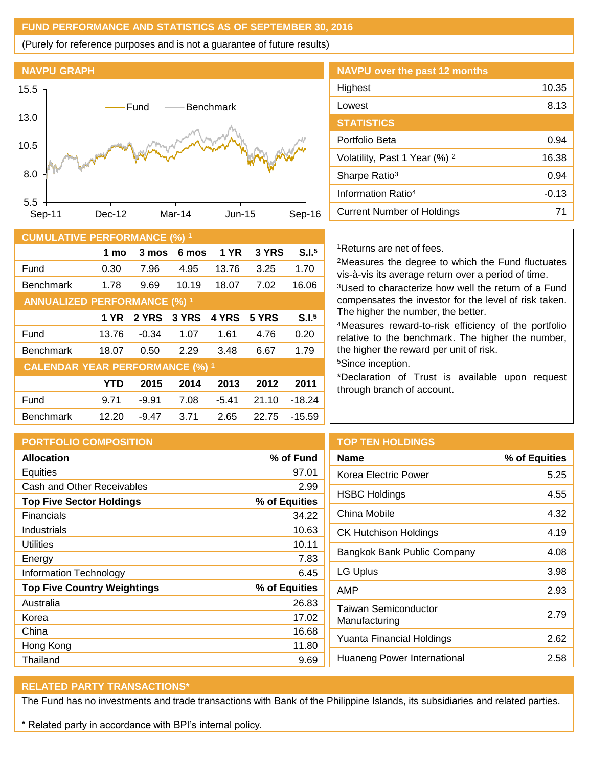## FUND PERFORMANCE AND STATISTICS AS OF SEPTEMBER 30, 2016

(Purely for reference purposes and is not a guarantee of future results)

### NAVPU GRAPH

Fund — Benchmark

15.5, 13.0, 10.5, 8.0, 5.5

Sep-11, Dec-12, Mar-14, Jun-15, Sep-16

### NAVPU over the past 12 months

| | |
|---|---|
| Highest | 10.35 |
| Lowest | 8.13 |

### STATISTICS

| | |
|---|---|
| Portfolio Beta | 0.94 |
| Volatility, Past 1 Year (%) [2] | 16.38 |
| Sharpe Ratio[3] | 0.94 |
| Information Ratio[4] | -0.13 |
| Current Number of Holdings | 71 |

### CUMULATIVE PERFORMANCE (%) [1]

| | 1 mo | 3 mos | 6 mos | 1 YR | 3 YRS | S.I.[5] |
|---|---|---|---|---|---|---|
| Fund | 0.30 | 7.96 | 4.95 | 13.76 | 3.25 | 1.70 |
| Benchmark | 1.78 | 9.69 | 10.19 | 18.07 | 7.02 | 16.06 |

### ANNUALIZED PERFORMANCE (%) [1]

| | 1 YR | 2 YRS | 3 YRS | 4 YRS | 5 YRS | S.I.[5] |
|---|---|---|---|---|---|---|
| Fund | 13.76 | -0.34 | 1.07 | 1.61 | 4.76 | 0.20 |
| Benchmark | 18.07 | 0.50 | 2.29 | 3.48 | 6.67 | 1.79 |

### CALENDAR YEAR PERFORMANCE (%) [1]

| | YTD | 2015 | 2014 | 2013 | 2012 | 2011 |
|---|---|---|---|---|---|---|
| Fund | 9.71 | -9.91 | 7.08 | -5.41 | 21.10 | -18.24 |
| Benchmark | 12.20 | -9.47 | 3.71 | 2.65 | 22.75 | -15.59 |

[1]Returns are net of fees.

[2]Measures the degree to which the Fund fluctuates vis-à-vis its average return over a period of time.

[3]Used to characterize how well the return of a Fund compensates the investor for the level of risk taken. The higher the number, the better.

[4]Measures reward-to-risk efficiency of the portfolio relative to the benchmark. The higher the number, the higher the reward per unit of risk.

[5]Since inception.

*Declaration of Trust is available upon request through branch of account.

### PORTFOLIO COMPOSITION

| **Allocation** | **% of Fund** |
|---|---|
| Equities | 97.01 |
| Cash and Other Receivables | 2.99 |
| **Top Five Sector Holdings** | **% of Equities** |
| Financials | 34.22 |
| Industrials | 10.63 |
| Utilities | 10.11 |
| Energy | 7.83 |
| Information Technology | 6.45 |
| **Top Five Country Weightings** | **% of Equities** |
| Australia | 26.83 |
| Korea | 17.02 |
| China | 16.68 |
| Hong Kong | 11.80 |
| Thailand | 9.69 |

### TOP TEN HOLDINGS

| **Name** | **% of Equities** |
|---|---|
| Korea Electric Power | 5.25 |
| HSBC Holdings | 4.55 |
| China Mobile | 4.32 |
| CK Hutchison Holdings | 4.19 |
| Bangkok Bank Public Company | 4.08 |
| LG Uplus | 3.98 |
| AMP | 2.93 |
| Taiwan Semiconductor Manufacturing | 2.79 |
| Yuanta Financial Holdings | 2.62 |
| Huaneng Power International | 2.58 |

### RELATED PARTY TRANSACTIONS*

The Fund has no investments and trade transactions with Bank of the Philippine Islands, its subsidiaries and related parties.

* Related party in accordance with BPI's internal policy.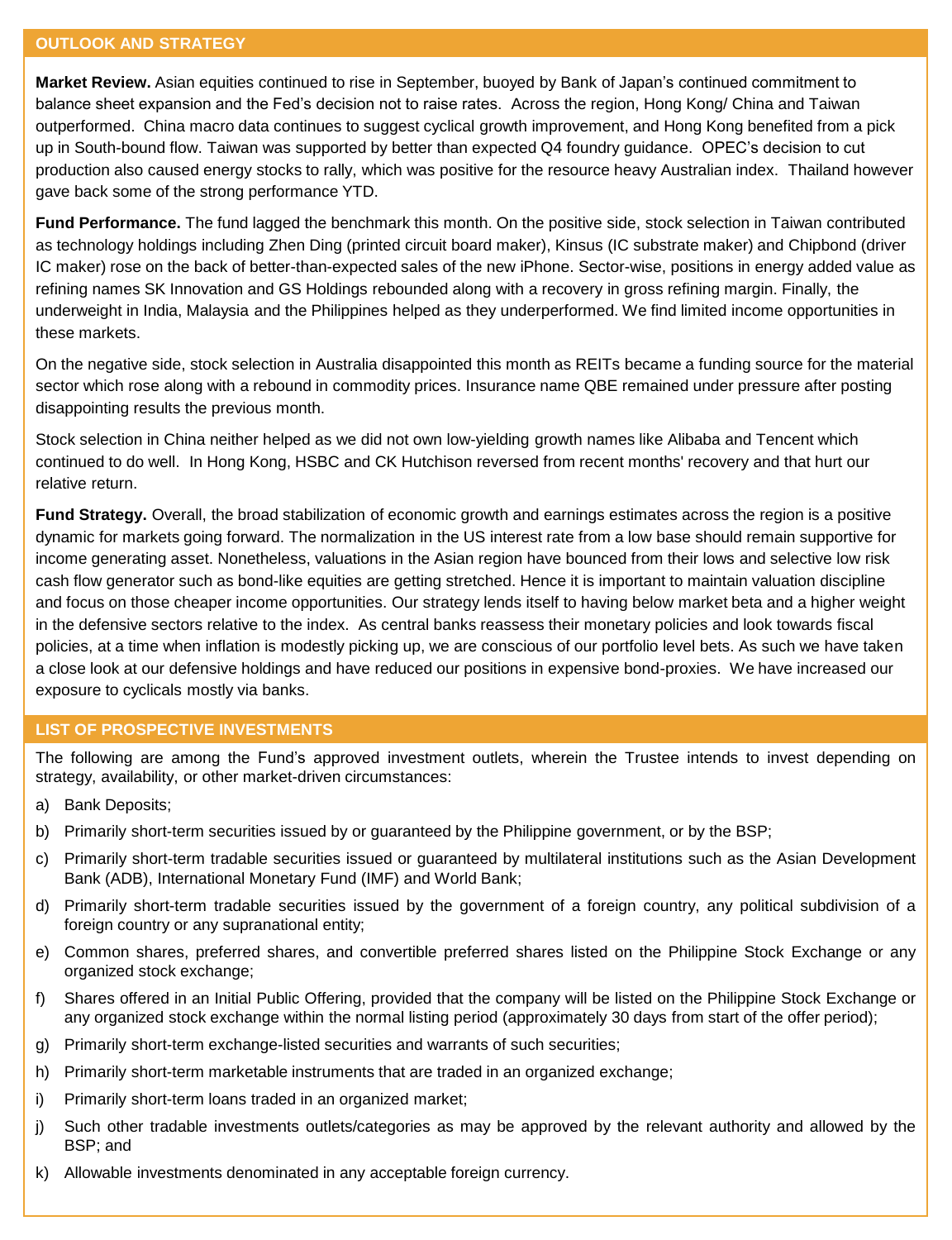## OUTLOOK AND STRATEGY

**Market Review.** Asian equities continued to rise in September, buoyed by Bank of Japan's continued commitment to balance sheet expansion and the Fed's decision not to raise rates. Across the region, Hong Kong/ China and Taiwan outperformed. China macro data continues to suggest cyclical growth improvement, and Hong Kong benefited from a pick up in South-bound flow. Taiwan was supported by better than expected Q4 foundry guidance. OPEC's decision to cut production also caused energy stocks to rally, which was positive for the resource heavy Australian index. Thailand however gave back some of the strong performance YTD.

**Fund Performance.** The fund lagged the benchmark this month. On the positive side, stock selection in Taiwan contributed as technology holdings including Zhen Ding (printed circuit board maker), Kinsus (IC substrate maker) and Chipbond (driver IC maker) rose on the back of better-than-expected sales of the new iPhone. Sector-wise, positions in energy added value as refining names SK Innovation and GS Holdings rebounded along with a recovery in gross refining margin. Finally, the underweight in India, Malaysia and the Philippines helped as they underperformed. We find limited income opportunities in these markets.

On the negative side, stock selection in Australia disappointed this month as REITs became a funding source for the material sector which rose along with a rebound in commodity prices. Insurance name QBE remained under pressure after posting disappointing results the previous month.

Stock selection in China neither helped as we did not own low-yielding growth names like Alibaba and Tencent which continued to do well. In Hong Kong, HSBC and CK Hutchison reversed from recent months' recovery and that hurt our relative return.

**Fund Strategy.** Overall, the broad stabilization of economic growth and earnings estimates across the region is a positive dynamic for markets going forward. The normalization in the US interest rate from a low base should remain supportive for income generating asset. Nonetheless, valuations in the Asian region have bounced from their lows and selective low risk cash flow generator such as bond-like equities are getting stretched. Hence it is important to maintain valuation discipline and focus on those cheaper income opportunities. Our strategy lends itself to having below market beta and a higher weight in the defensive sectors relative to the index. As central banks reassess their monetary policies and look towards fiscal policies, at a time when inflation is modestly picking up, we are conscious of our portfolio level bets. As such we have taken a close look at our defensive holdings and have reduced our positions in expensive bond-proxies. We have increased our exposure to cyclicals mostly via banks.

## LIST OF PROSPECTIVE INVESTMENTS

The following are among the Fund's approved investment outlets, wherein the Trustee intends to invest depending on strategy, availability, or other market-driven circumstances:

a) Bank Deposits;
b) Primarily short-term securities issued by or guaranteed by the Philippine government, or by the BSP;
c) Primarily short-term tradable securities issued or guaranteed by multilateral institutions such as the Asian Development Bank (ADB), International Monetary Fund (IMF) and World Bank;
d) Primarily short-term tradable securities issued by the government of a foreign country, any political subdivision of a foreign country or any supranational entity;
e) Common shares, preferred shares, and convertible preferred shares listed on the Philippine Stock Exchange or any organized stock exchange;
f) Shares offered in an Initial Public Offering, provided that the company will be listed on the Philippine Stock Exchange or any organized stock exchange within the normal listing period (approximately 30 days from start of the offer period);
g) Primarily short-term exchange-listed securities and warrants of such securities;
h) Primarily short-term marketable instruments that are traded in an organized exchange;
i) Primarily short-term loans traded in an organized market;
j) Such other tradable investments outlets/categories as may be approved by the relevant authority and allowed by the BSP; and
k) Allowable investments denominated in any acceptable foreign currency.